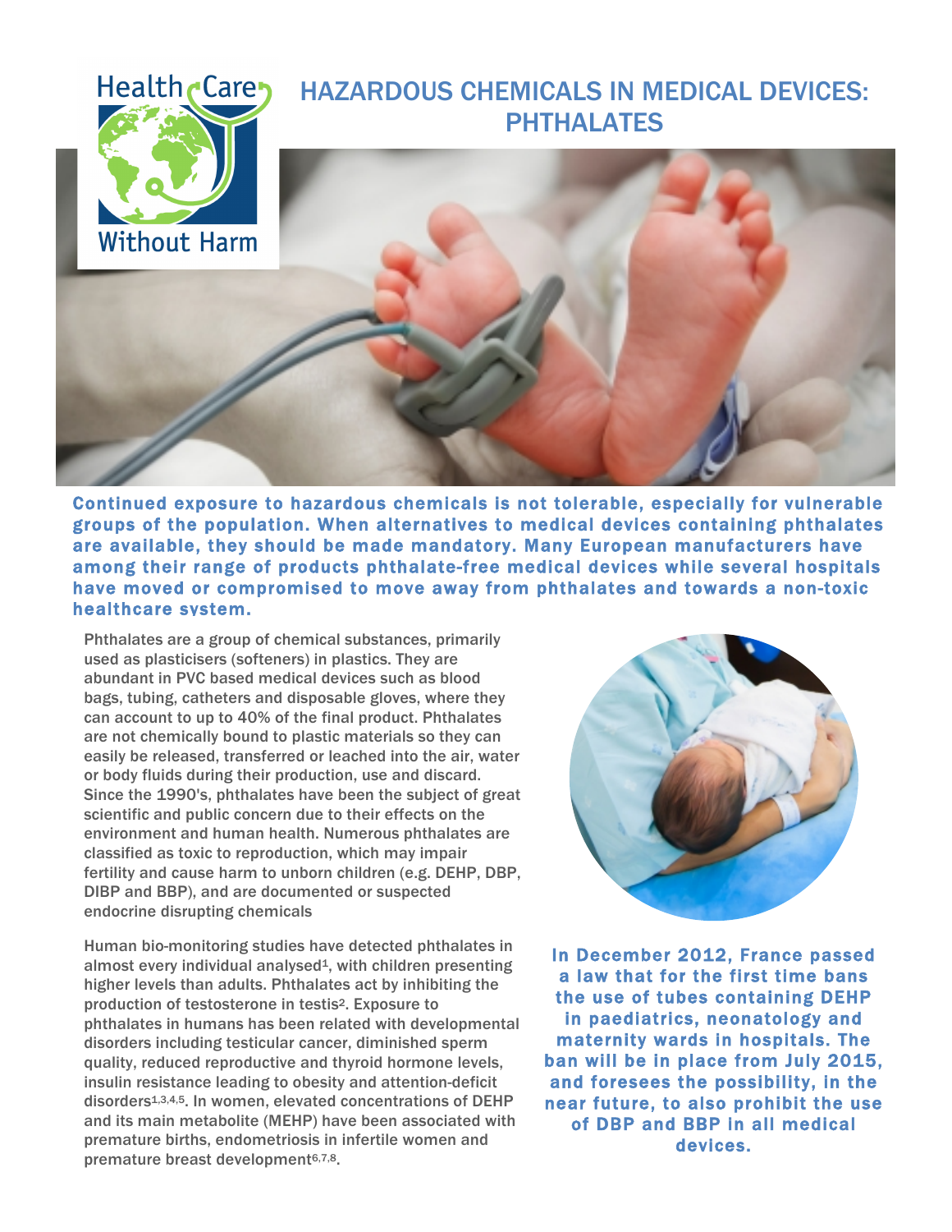Health Care Without Harm

# HAZARDOUS CHEMICALS IN MEDICAL DEVICES: PHTHALATES

**Continued exposure to hazardous chemicals is not tolerable, especially for vulnerable groups of the population. When alternatives to medical devices containing phthalates are available, they should be made mandatory. Many European manufacturers have among their range of products phthalate-free medical devices while several hospitals have moved or compromised to move away from phthalates and towards a non-toxic healthcare system.**

Phthalates are a group of chemical substances, primarily used as plasticisers (softeners) in plastics. They are abundant in PVC based medical devices such as blood bags, tubing, catheters and disposable gloves, where they can account to up to 40% of the final product. Phthalates are not chemically bound to plastic materials so they can easily be released, transferred or leached into the air, water or body fluids during their production, use and discard. Since the 1990's, phthalates have been the subject of great scientific and public concern due to their effects on the environment and human health. Numerous phthalates are classified as toxic to reproduction, which may impair fertility and cause harm to unborn children (e.g. DEHP, DBP, DIBP and BBP), and are documented or suspected endocrine disrupting chemicals

Human bio-monitoring studies have detected phthalates in almost every individual analysed[1], with children presenting higher levels than adults. Phthalates act by inhibiting the production of testosterone in testis[2]. Exposure to phthalates in humans has been related with developmental disorders including testicular cancer, diminished sperm quality, reduced reproductive and thyroid hormone levels, insulin resistance leading to obesity and attention-deficit disorders[1,3,4,5]. In women, elevated concentrations of DEHP and its main metabolite (MEHP) have been associated with premature births, endometriosis in infertile women and premature breast development[6,7,8].

**In December 2012, France passed a law that for the first time bans the use of tubes containing DEHP in paediatrics, neonatology and maternity wards in hospitals. The ban will be in place from July 2015, and foresees the possibility, in the near future, to also prohibit the use of DBP and BBP in all medical devices.**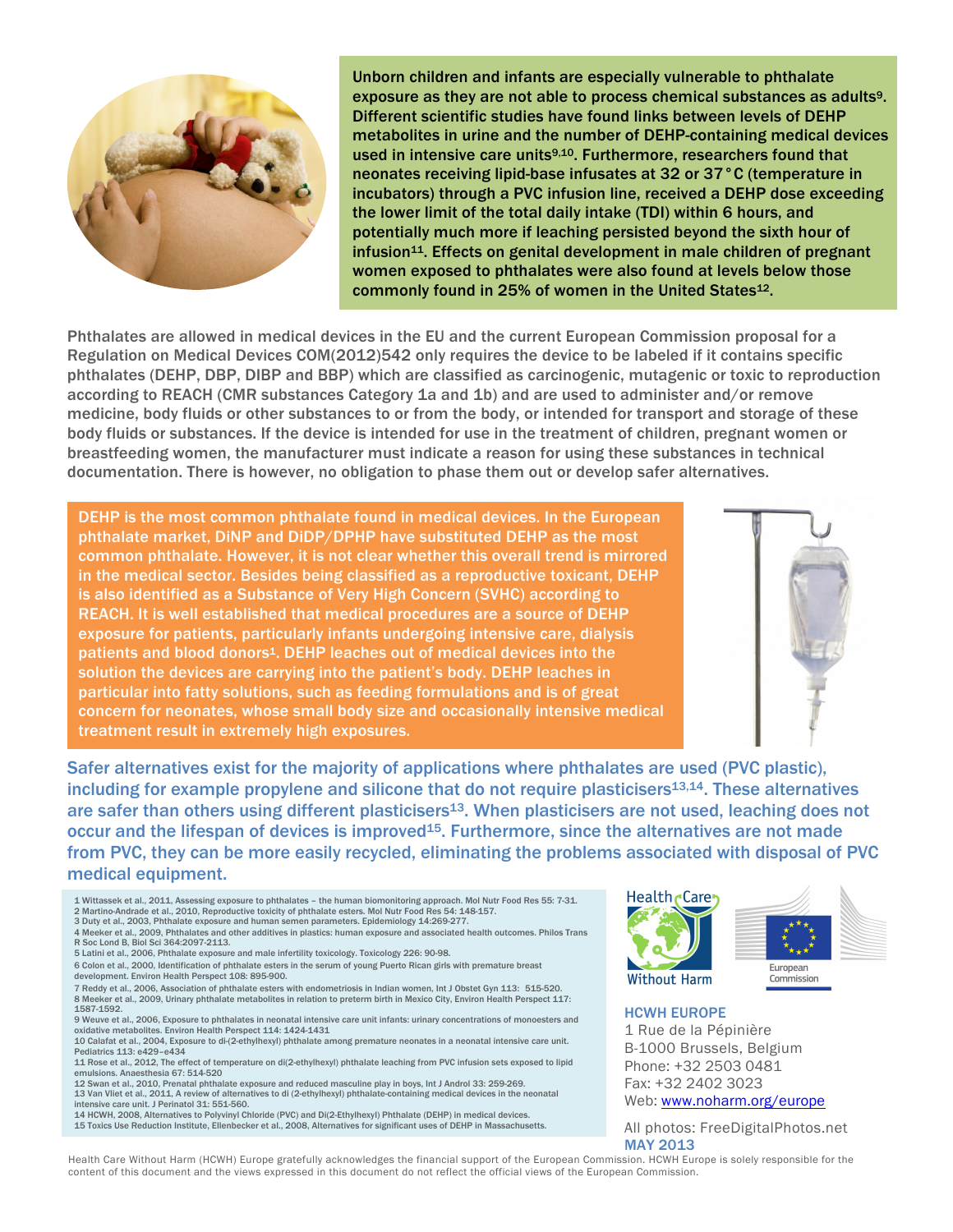**Unborn children and infants are especially vulnerable to phthalate exposure as they are not able to process chemical substances as adults[9]. Different scientific studies have found links between levels of DEHP metabolites in urine and the number of DEHP-containing medical devices used in intensive care units[9,10]. Furthermore, researchers found that neonates receiving lipid-base infusates at 32 or 37°C (temperature in incubators) through a PVC infusion line, received a DEHP dose exceeding the lower limit of the total daily intake (TDI) within 6 hours, and potentially much more if leaching persisted beyond the sixth hour of infusion[11]. Effects on genital development in male children of pregnant women exposed to phthalates were also found at levels below those commonly found in 25% of women in the United States[12].**

Phthalates are allowed in medical devices in the EU and the current European Commission proposal for a Regulation on Medical Devices COM(2012)542 only requires the device to be labeled if it contains specific phthalates (DEHP, DBP, DIBP and BBP) which are classified as carcinogenic, mutagenic or toxic to reproduction according to REACH (CMR substances Category 1a and 1b) and are used to administer and/or remove medicine, body fluids or other substances to or from the body, or intended for transport and storage of these body fluids or substances. If the device is intended for use in the treatment of children, pregnant women or breastfeeding women, the manufacturer must indicate a reason for using these substances in technical documentation. There is however, no obligation to phase them out or develop safer alternatives.

DEHP is the most common phthalate found in medical devices. In the European phthalate market, DiNP and DiDP/DPHP have substituted DEHP as the most common phthalate. However, it is not clear whether this overall trend is mirrored in the medical sector. Besides being classified as a reproductive toxicant, DEHP is also identified as a Substance of Very High Concern (SVHC) according to REACH. It is well established that medical procedures are a source of DEHP exposure for patients, particularly infants undergoing intensive care, dialysis patients and blood donors[1]. DEHP leaches out of medical devices into the solution the devices are carrying into the patient's body. DEHP leaches in particular into fatty solutions, such as feeding formulations and is of great concern for neonates, whose small body size and occasionally intensive medical treatment result in extremely high exposures.

Safer alternatives exist for the majority of applications where phthalates are used (PVC plastic), including for example propylene and silicone that do not require plasticisers[13,14]. These alternatives are safer than others using different plasticisers[13]. When plasticisers are not used, leaching does not occur and the lifespan of devices is improved[15]. Furthermore, since the alternatives are not made from PVC, they can be more easily recycled, eliminating the problems associated with disposal of PVC medical equipment.

1 Wittassek et al., 2011, Assessing exposure to phthalates – the human biomonitoring approach. Mol Nutr Food Res 55: 7-31.
2 Martino-Andrade et al., 2010, Reproductive toxicity of phthalate esters. Mol Nutr Food Res 54: 148-157.
3 Duty et al., 2003, Phthalate exposure and human semen parameters. Epidemiology 14:269-277.
4 Meeker et al., 2009, Phthalates and other additives in plastics: human exposure and associated health outcomes. Philos Trans R Soc Lond B, Biol Sci 364:2097-2113.
5 Latini et al., 2006, Phthalate exposure and male infertility toxicology. Toxicology 226: 90-98.
6 Colon et al., 2000, Identification of phthalate esters in the serum of young Puerto Rican girls with premature breast development. Environ Health Perspect 108: 895-900.
7 Reddy et al., 2006, Association of phthalate esters with endometriosis in Indian women, Int J Obstet Gyn 113: 515-520.
8 Meeker et al., 2009, Urinary phthalate metabolites in relation to preterm birth in Mexico City, Environ Health Perspect 117: 1587-1592.
9 Weuve et al., 2006, Exposure to phthalates in neonatal intensive care unit infants: urinary concentrations of monoesters and oxidative metabolites. Environ Health Perspect 114: 1424-1431
10 Calafat et al., 2004, Exposure to di-(2-ethylhexyl) phthalate among premature neonates in a neonatal intensive care unit. Pediatrics 113: e429–e434
11 Rose et al., 2012, The effect of temperature on di(2-ethylhexyl) phthalate leaching from PVC infusion sets exposed to lipid emulsions. Anaesthesia 67: 514-520
12 Swan et al., 2010, Prenatal phthalate exposure and reduced masculine play in boys, Int J Androl 33: 259-269.
13 Van Vliet et al., 2011, A review of alternatives to di (2-ethylhexyl) phthalate-containing medical devices in the neonatal intensive care unit. J Perinatol 31: 551-560.
14 HCWH, 2008, Alternatives to Polyvinyl Chloride (PVC) and Di(2-Ethylhexyl) Phthalate (DEHP) in medical devices.
15 Toxics Use Reduction Institute, Ellenbecker et al., 2008, Alternatives for significant uses of DEHP in Massachusetts.

Health Care Without Harm

European Commission

**HCWH EUROPE**
1 Rue de la Pépinière
B-1000 Brussels, Belgium
Phone: +32 2503 0481
Fax: +32 2402 3023
Web: www.noharm.org/europe

All photos: FreeDigitalPhotos.net
**MAY 2013**

Health Care Without Harm (HCWH) Europe gratefully acknowledges the financial support of the European Commission. HCWH Europe is solely responsible for the content of this document and the views expressed in this document do not reflect the official views of the European Commission.